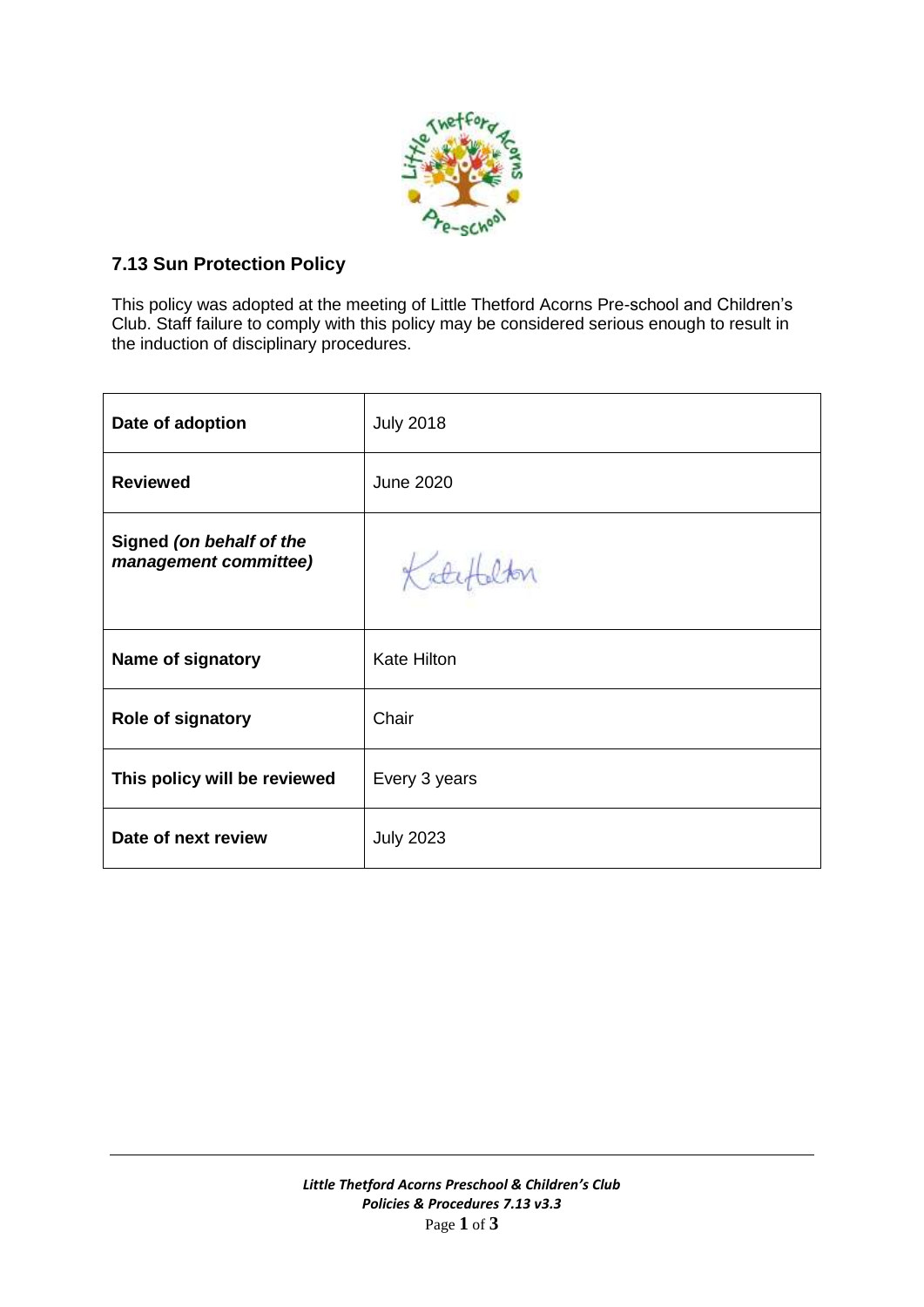## 7.13 Sun Protection Policy

This policy was adopted at the meeting of Little Thetford Acorns Pre-school and Children's Club. Staff failure to comply with this policy may be considered serious enough to result in the induction of disciplinary procedures.

| | |
|---|---|
| **Date of adoption** | July 2018 |
| **Reviewed** | June 2020 |
| **Signed** ***(on behalf of the management committee)*** | Kate Hilton |
| **Name of signatory** | Kate Hilton |
| **Role of signatory** | Chair |
| **This policy will be reviewed** | Every 3 years |
| **Date of next review** | July 2023 |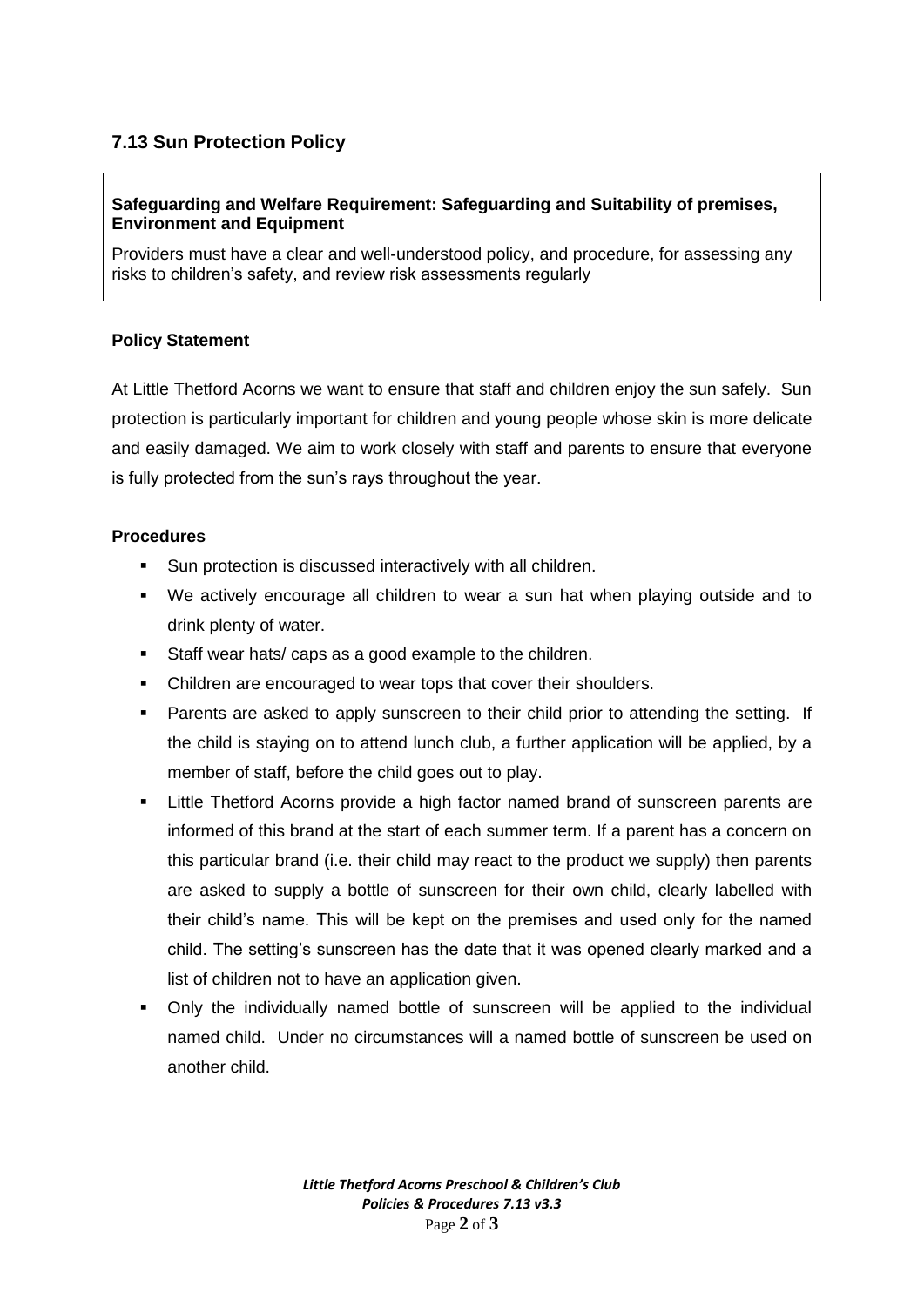### 7.13 Sun Protection Policy

**Safeguarding and Welfare Requirement: Safeguarding and Suitability of premises, Environment and Equipment**

Providers must have a clear and well-understood policy, and procedure, for assessing any risks to children's safety, and review risk assessments regularly

**Policy Statement**

At Little Thetford Acorns we want to ensure that staff and children enjoy the sun safely. Sun protection is particularly important for children and young people whose skin is more delicate and easily damaged. We aim to work closely with staff and parents to ensure that everyone is fully protected from the sun's rays throughout the year.

**Procedures**

- Sun protection is discussed interactively with all children.
- We actively encourage all children to wear a sun hat when playing outside and to drink plenty of water.
- Staff wear hats/ caps as a good example to the children.
- Children are encouraged to wear tops that cover their shoulders.
- Parents are asked to apply sunscreen to their child prior to attending the setting. If the child is staying on to attend lunch club, a further application will be applied, by a member of staff, before the child goes out to play.
- Little Thetford Acorns provide a high factor named brand of sunscreen parents are informed of this brand at the start of each summer term. If a parent has a concern on this particular brand (i.e. their child may react to the product we supply) then parents are asked to supply a bottle of sunscreen for their own child, clearly labelled with their child's name. This will be kept on the premises and used only for the named child. The setting's sunscreen has the date that it was opened clearly marked and a list of children not to have an application given.
- Only the individually named bottle of sunscreen will be applied to the individual named child. Under no circumstances will a named bottle of sunscreen be used on another child.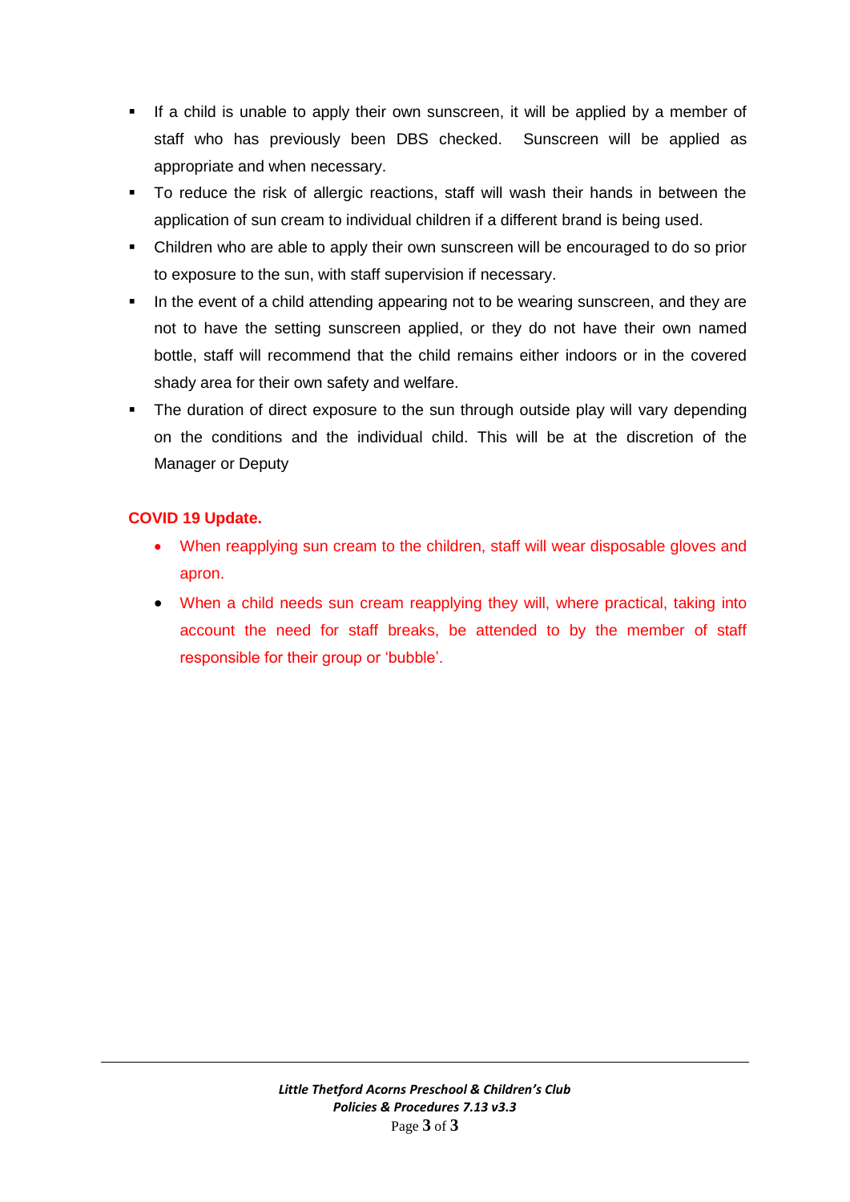- If a child is unable to apply their own sunscreen, it will be applied by a member of staff who has previously been DBS checked. Sunscreen will be applied as appropriate and when necessary.
- To reduce the risk of allergic reactions, staff will wash their hands in between the application of sun cream to individual children if a different brand is being used.
- Children who are able to apply their own sunscreen will be encouraged to do so prior to exposure to the sun, with staff supervision if necessary.
- In the event of a child attending appearing not to be wearing sunscreen, and they are not to have the setting sunscreen applied, or they do not have their own named bottle, staff will recommend that the child remains either indoors or in the covered shady area for their own safety and welfare.
- The duration of direct exposure to the sun through outside play will vary depending on the conditions and the individual child. This will be at the discretion of the Manager or Deputy

**COVID 19 Update.**

- When reapplying sun cream to the children, staff will wear disposable gloves and apron.
- When a child needs sun cream reapplying they will, where practical, taking into account the need for staff breaks, be attended to by the member of staff responsible for their group or 'bubble'.